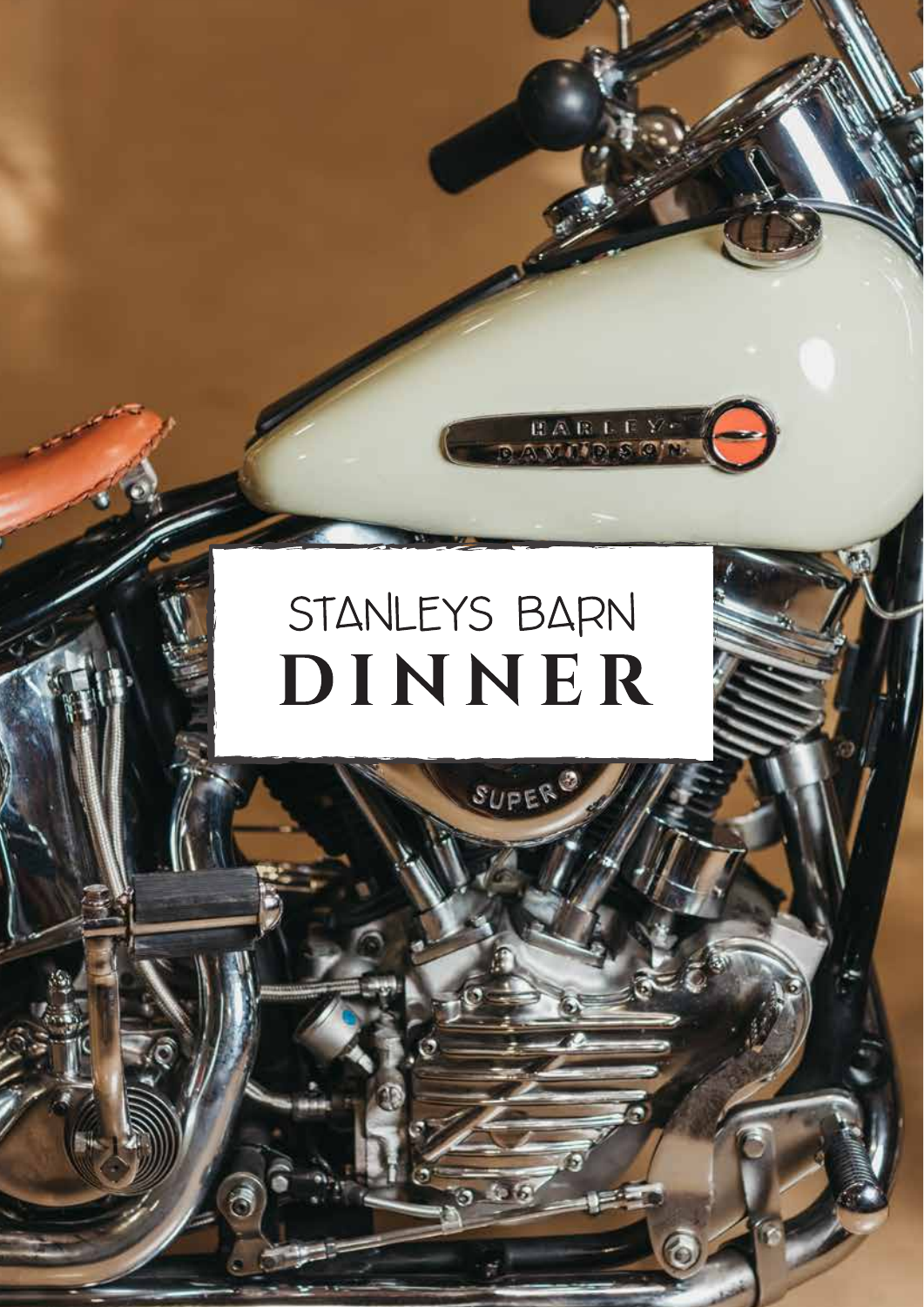# STANLEYS BARN
# DINNER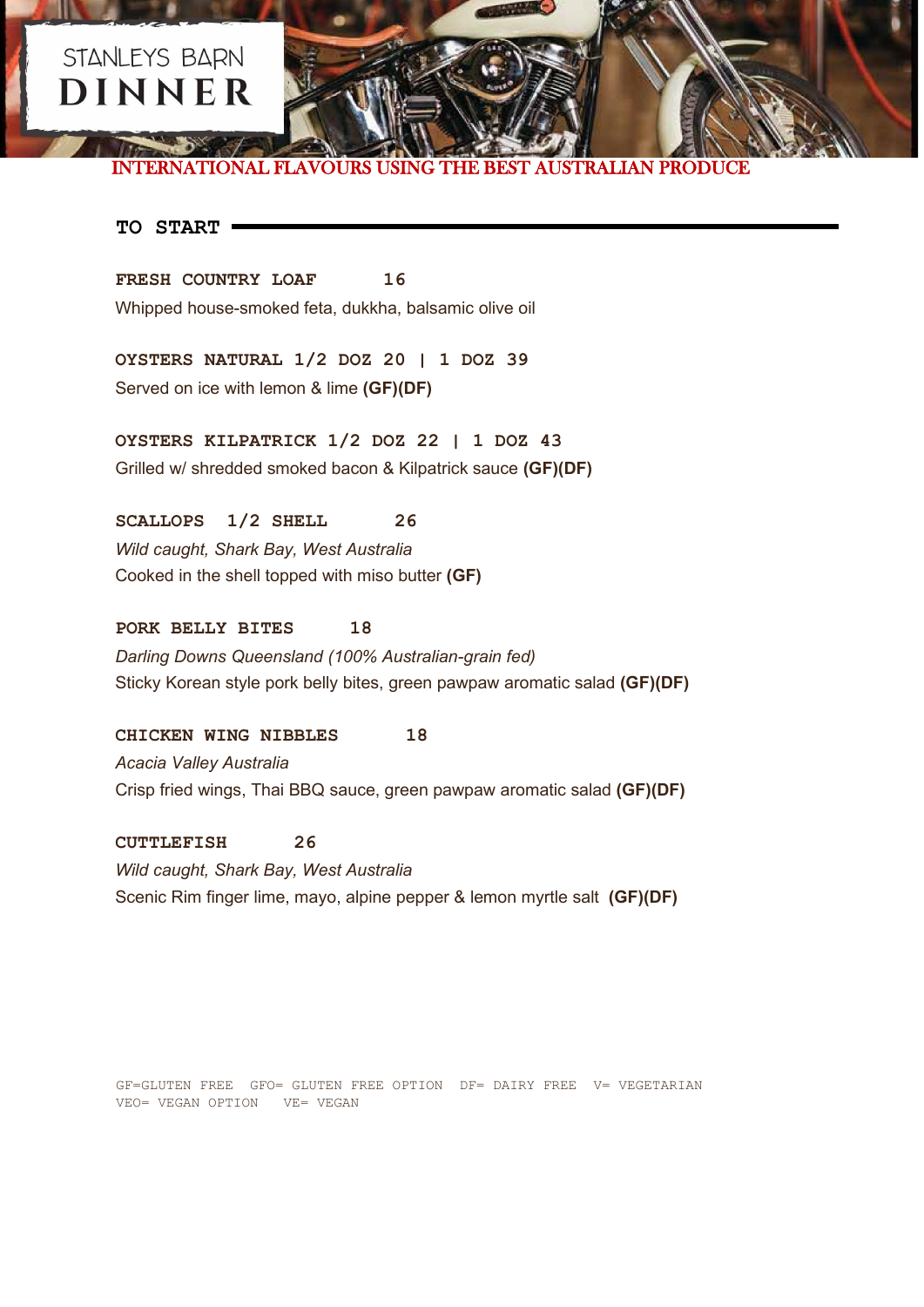STANLEYS BARN

# DINNER

INTERNATIONAL FLAVOURS USING THE BEST AUSTRALIAN PRODUCE

## TO START

**FRESH COUNTRY LOAF 16**

Whipped house-smoked feta, dukkha, balsamic olive oil

**OYSTERS NATURAL 1/2 DOZ 20 | 1 DOZ 39**

Served on ice with lemon & lime **(GF)(DF)**

**OYSTERS KILPATRICK 1/2 DOZ 22 | 1 DOZ 43**

Grilled w/ shredded smoked bacon & Kilpatrick sauce **(GF)(DF)**

**SCALLOPS 1/2 SHELL 26**

*Wild caught, Shark Bay, West Australia*

Cooked in the shell topped with miso butter **(GF)**

**PORK BELLY BITES 18**

*Darling Downs Queensland (100% Australian-grain fed)*

Sticky Korean style pork belly bites, green pawpaw aromatic salad **(GF)(DF)**

**CHICKEN WING NIBBLES 18**

*Acacia Valley Australia*

Crisp fried wings, Thai BBQ sauce, green pawpaw aromatic salad **(GF)(DF)**

**CUTTLEFISH 26**

*Wild caught, Shark Bay, West Australia*

Scenic Rim finger lime, mayo, alpine pepper & lemon myrtle salt **(GF)(DF)**

GF=GLUTEN FREE GFO= GLUTEN FREE OPTION DF= DAIRY FREE V= VEGETARIAN
VEO= VEGAN OPTION VE= VEGAN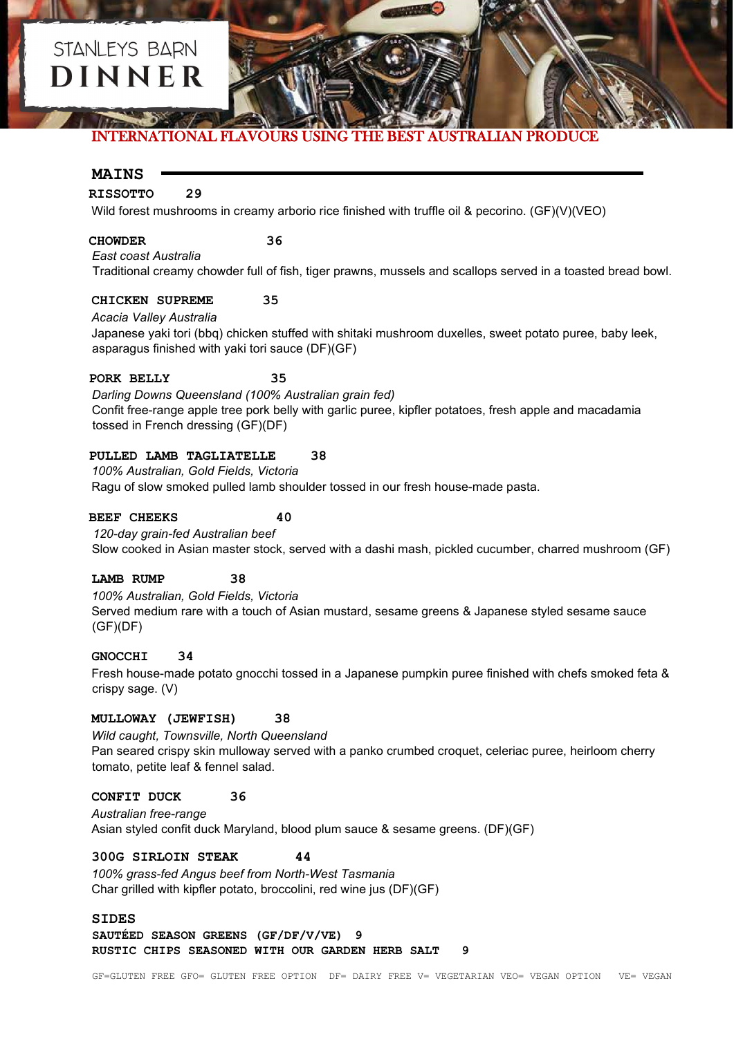# STANLEYS BARN DINNER

INTERNATIONAL FLAVOURS USING THE BEST AUSTRALIAN PRODUCE

## MAINS

**RISSOTTO 29**

Wild forest mushrooms in creamy arborio rice finished with truffle oil & pecorino. (GF)(V)(VEO)

**CHOWDER 36**

*East coast Australia*

Traditional creamy chowder full of fish, tiger prawns, mussels and scallops served in a toasted bread bowl.

**CHICKEN SUPREME 35**

*Acacia Valley Australia*

Japanese yaki tori (bbq) chicken stuffed with shitaki mushroom duxelles, sweet potato puree, baby leek, asparagus finished with yaki tori sauce (DF)(GF)

**PORK BELLY 35**

*Darling Downs Queensland (100% Australian grain fed)*

Confit free-range apple tree pork belly with garlic puree, kipfler potatoes, fresh apple and macadamia tossed in French dressing (GF)(DF)

**PULLED LAMB TAGLIATELLE 38**

*100% Australian, Gold Fields, Victoria*

Ragu of slow smoked pulled lamb shoulder tossed in our fresh house-made pasta.

**BEEF CHEEKS 40**

*120-day grain-fed Australian beef*

Slow cooked in Asian master stock, served with a dashi mash, pickled cucumber, charred mushroom (GF)

**LAMB RUMP 38**

*100% Australian, Gold Fields, Victoria*

Served medium rare with a touch of Asian mustard, sesame greens & Japanese styled sesame sauce (GF)(DF)

**GNOCCHI 34**

Fresh house-made potato gnocchi tossed in a Japanese pumpkin puree finished with chefs smoked feta & crispy sage. (V)

**MULLOWAY (JEWFISH) 38**

*Wild caught, Townsville, North Queensland*

Pan seared crispy skin mulloway served with a panko crumbed croquet, celeriac puree, heirloom cherry tomato, petite leaf & fennel salad.

**CONFIT DUCK 36**

*Australian free-range*

Asian styled confit duck Maryland, blood plum sauce & sesame greens. (DF)(GF)

**300G SIRLOIN STEAK 44**

*100% grass-fed Angus beef from North-West Tasmania*

Char grilled with kipfler potato, broccolini, red wine jus (DF)(GF)

## SIDES

**SAUTÉED SEASON GREENS (GF/DF/V/VE) 9**

**RUSTIC CHIPS SEASONED WITH OUR GARDEN HERB SALT 9**

GF=GLUTEN FREE GFO= GLUTEN FREE OPTION DF= DAIRY FREE V= VEGETARIAN VEO= VEGAN OPTION VE= VEGAN